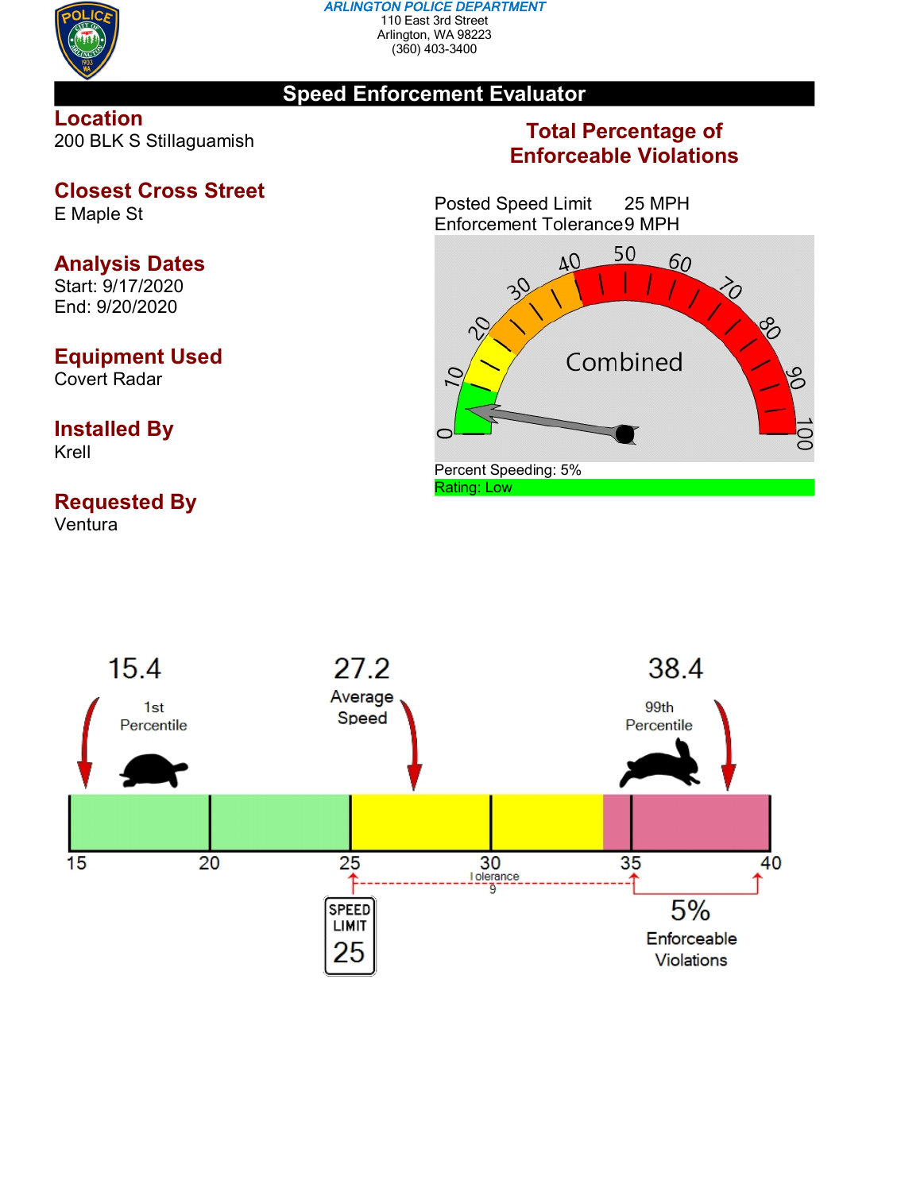*ARLINGTON POLICE DEPARTMENT*
110 East 3rd Street
Arlington, WA 98223
(360) 403-3400

# Speed Enforcement Evaluator

**Location**
200 BLK S Stillaguamish

**Closest Cross Street**
E Maple St

**Analysis Dates**
Start: 9/17/2020
End: 9/20/2020

**Equipment Used**
Covert Radar

**Installed By**
Krell

**Requested By**
Ventura

**Total Percentage of Enforceable Violations**

Posted Speed Limit 25 MPH
Enforcement Tolerance 9 MPH

Combined

Percent Speeding: 5%
Rating: Low

15.4 1st Percentile

27.2 Average Speed

38.4 99th Percentile

15 20 25 30 35 40

Tolerance 9

SPEED LIMIT 25

5% Enforceable Violations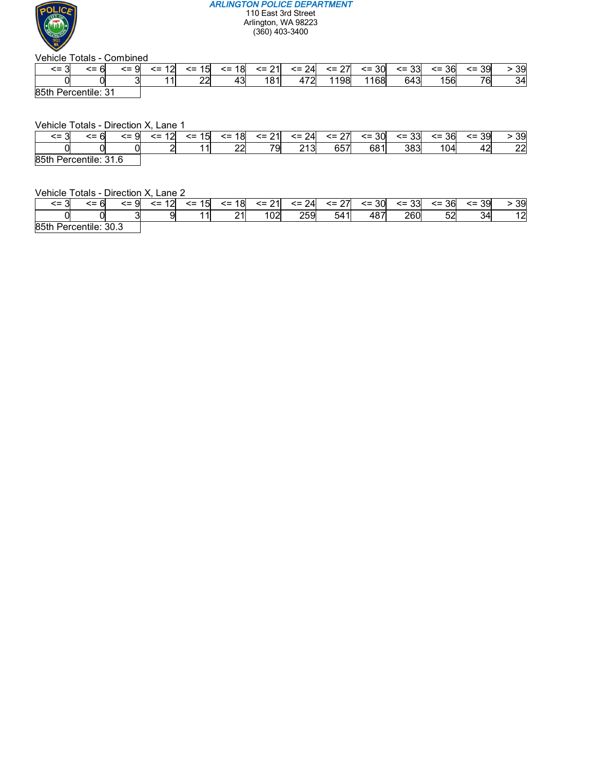**ARLINGTON POLICE DEPARTMENT**
110 East 3rd Street
Arlington, WA 98223
(360) 403-3400

Vehicle Totals - Combined

| <= 3 | <= 6 | <= 9 | <= 12 | <= 15 | <= 18 | <= 21 | <= 24 | <= 27 | <= 30 | <= 33 | <= 36 | <= 39 | > 39 |
|---|---|---|---|---|---|---|---|---|---|---|---|---|---|
| 0 | 0 | 3 | 11 | 22 | 43 | 181 | 472 | 1198 | 1168 | 643 | 156 | 76 | 34 |

85th Percentile: 31

Vehicle Totals - Direction X, Lane 1

| <= 3 | <= 6 | <= 9 | <= 12 | <= 15 | <= 18 | <= 21 | <= 24 | <= 27 | <= 30 | <= 33 | <= 36 | <= 39 | > 39 |
|---|---|---|---|---|---|---|---|---|---|---|---|---|---|
| 0 | 0 | 0 | 2 | 11 | 22 | 79 | 213 | 657 | 681 | 383 | 104 | 42 | 22 |

85th Percentile: 31.6

Vehicle Totals - Direction X, Lane 2

| <= 3 | <= 6 | <= 9 | <= 12 | <= 15 | <= 18 | <= 21 | <= 24 | <= 27 | <= 30 | <= 33 | <= 36 | <= 39 | > 39 |
|---|---|---|---|---|---|---|---|---|---|---|---|---|---|
| 0 | 0 | 3 | 9 | 11 | 21 | 102 | 259 | 541 | 487 | 260 | 52 | 34 | 12 |

85th Percentile: 30.3